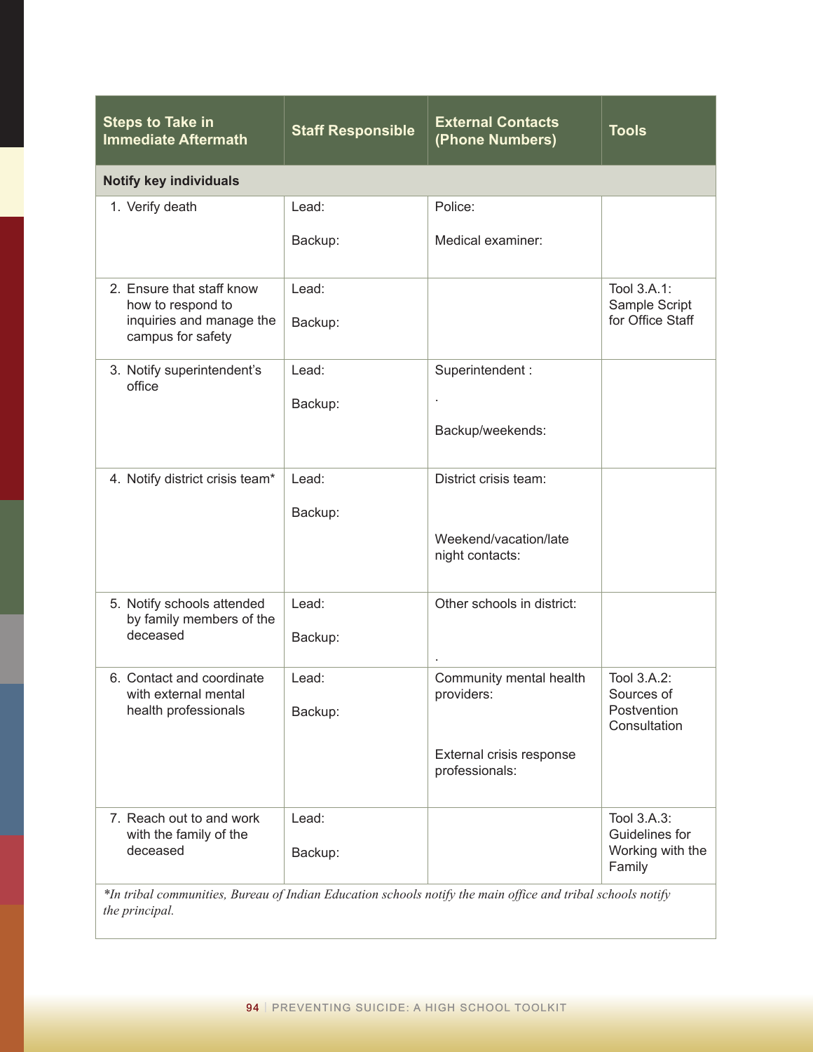| Steps to Take in Immediate Aftermath | Staff Responsible | External Contacts (Phone Numbers) | Tools |
|---|---|---|---|
| **Notify key individuals** | | | |
| 1. Verify death | Lead:<br><br>Backup: | Police:<br><br>Medical examiner: | |
| 2. Ensure that staff know how to respond to inquiries and manage the campus for safety | Lead:<br><br>Backup: | | Tool 3.A.1: Sample Script for Office Staff |
| 3. Notify superintendent's office | Lead:<br><br>Backup: | Superintendent :<br><br>.<br><br>Backup/weekends: | |
| 4. Notify district crisis team* | Lead:<br><br>Backup: | District crisis team:<br><br>Weekend/vacation/late night contacts: | |
| 5. Notify schools attended by family members of the deceased | Lead:<br><br>Backup: | Other schools in district:<br><br>. | |
| 6. Contact and coordinate with external mental health professionals | Lead:<br><br>Backup: | Community mental health providers:<br><br>External crisis response professionals: | Tool 3.A.2: Sources of Postvention Consultation |
| 7. Reach out to and work with the family of the deceased | Lead:<br><br>Backup: | | Tool 3.A.3: Guidelines for Working with the Family |

*\*In tribal communities, Bureau of Indian Education schools notify the main office and tribal schools notify the principal.*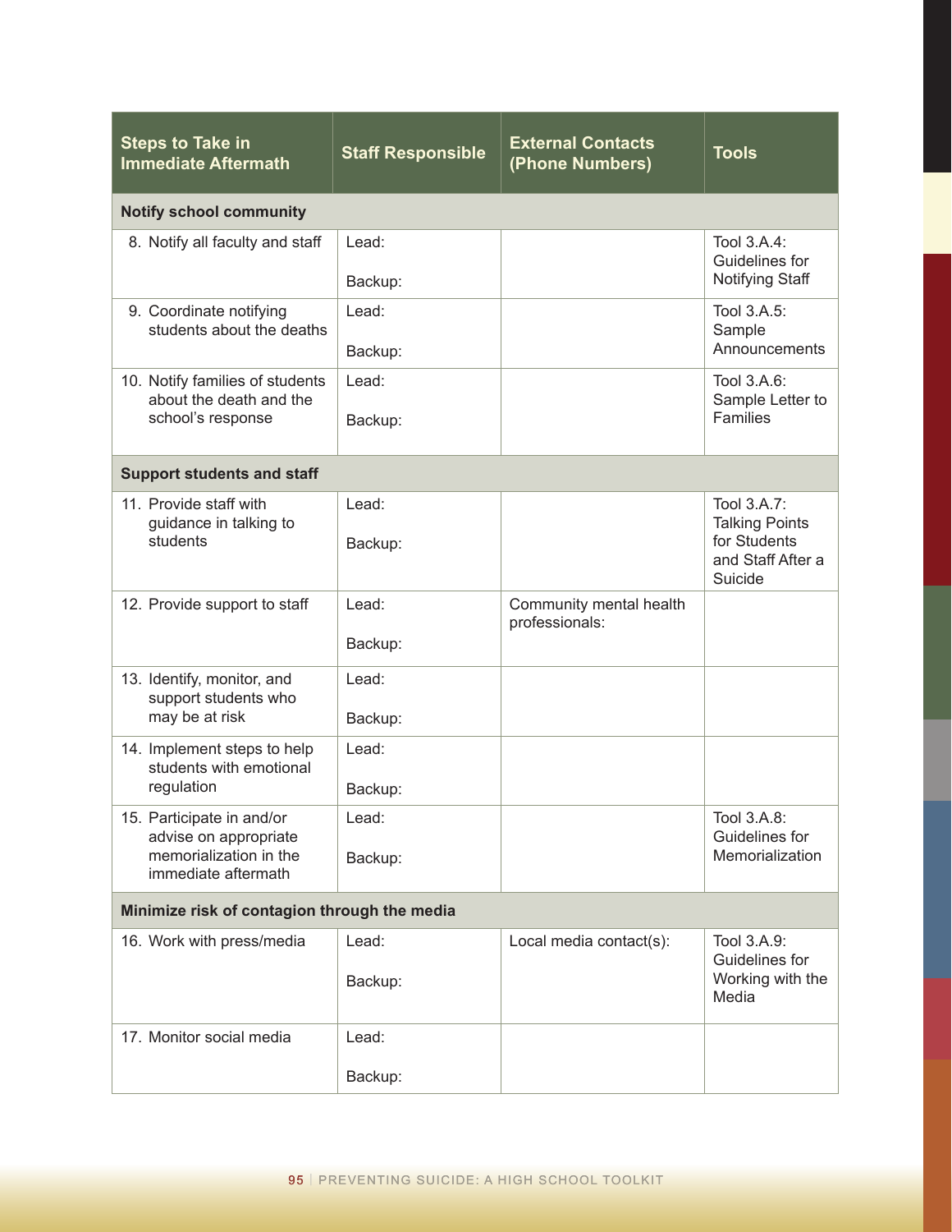| Steps to Take in Immediate Aftermath | Staff Responsible | External Contacts (Phone Numbers) | Tools |
|---|---|---|---|
| **Notify school community** | | | |
| 8. Notify all faculty and staff | Lead:<br><br>Backup: | | Tool 3.A.4: Guidelines for Notifying Staff |
| 9. Coordinate notifying students about the deaths | Lead:<br><br>Backup: | | Tool 3.A.5: Sample Announcements |
| 10. Notify families of students about the death and the school's response | Lead:<br><br>Backup: | | Tool 3.A.6: Sample Letter to Families |
| **Support students and staff** | | | |
| 11. Provide staff with guidance in talking to students | Lead:<br><br>Backup: | | Tool 3.A.7: Talking Points for Students and Staff After a Suicide |
| 12. Provide support to staff | Lead:<br><br>Backup: | Community mental health professionals: | |
| 13. Identify, monitor, and support students who may be at risk | Lead:<br><br>Backup: | | |
| 14. Implement steps to help students with emotional regulation | Lead:<br><br>Backup: | | |
| 15. Participate in and/or advise on appropriate memorialization in the immediate aftermath | Lead:<br><br>Backup: | | Tool 3.A.8: Guidelines for Memorialization |
| **Minimize risk of contagion through the media** | | | |
| 16. Work with press/media | Lead:<br><br>Backup: | Local media contact(s): | Tool 3.A.9: Guidelines for Working with the Media |
| 17. Monitor social media | Lead:<br><br>Backup: | | |